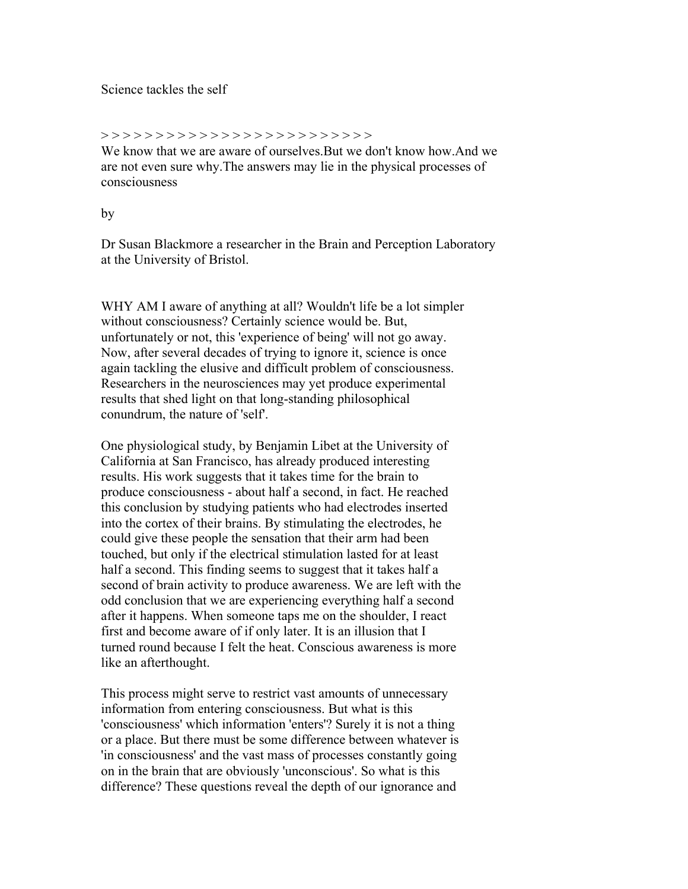# Science tackles the self

> > > > > > > > > > > > > > > > > > > > > > > > >

We know that we are aware of ourselves.But we don't know how.And we are not even sure why.The answers may lie in the physical processes of consciousness

by

Dr Susan Blackmore a researcher in the Brain and Perception Laboratory at the University of Bristol.

WHY AM I aware of anything at all? Wouldn't life be a lot simpler without consciousness? Certainly science would be. But, unfortunately or not, this 'experience of being' will not go away. Now, after several decades of trying to ignore it, science is once again tackling the elusive and difficult problem of consciousness. Researchers in the neurosciences may yet produce experimental results that shed light on that long-standing philosophical conundrum, the nature of 'self'.

One physiological study, by Benjamin Libet at the University of California at San Francisco, has already produced interesting results. His work suggests that it takes time for the brain to produce consciousness - about half a second, in fact. He reached this conclusion by studying patients who had electrodes inserted into the cortex of their brains. By stimulating the electrodes, he could give these people the sensation that their arm had been touched, but only if the electrical stimulation lasted for at least half a second. This finding seems to suggest that it takes half a second of brain activity to produce awareness. We are left with the odd conclusion that we are experiencing everything half a second after it happens. When someone taps me on the shoulder, I react first and become aware of if only later. It is an illusion that I turned round because I felt the heat. Conscious awareness is more like an afterthought.

This process might serve to restrict vast amounts of unnecessary information from entering consciousness. But what is this 'consciousness' which information 'enters'? Surely it is not a thing or a place. But there must be some difference between whatever is 'in consciousness' and the vast mass of processes constantly going on in the brain that are obviously 'unconscious'. So what is this difference? These questions reveal the depth of our ignorance and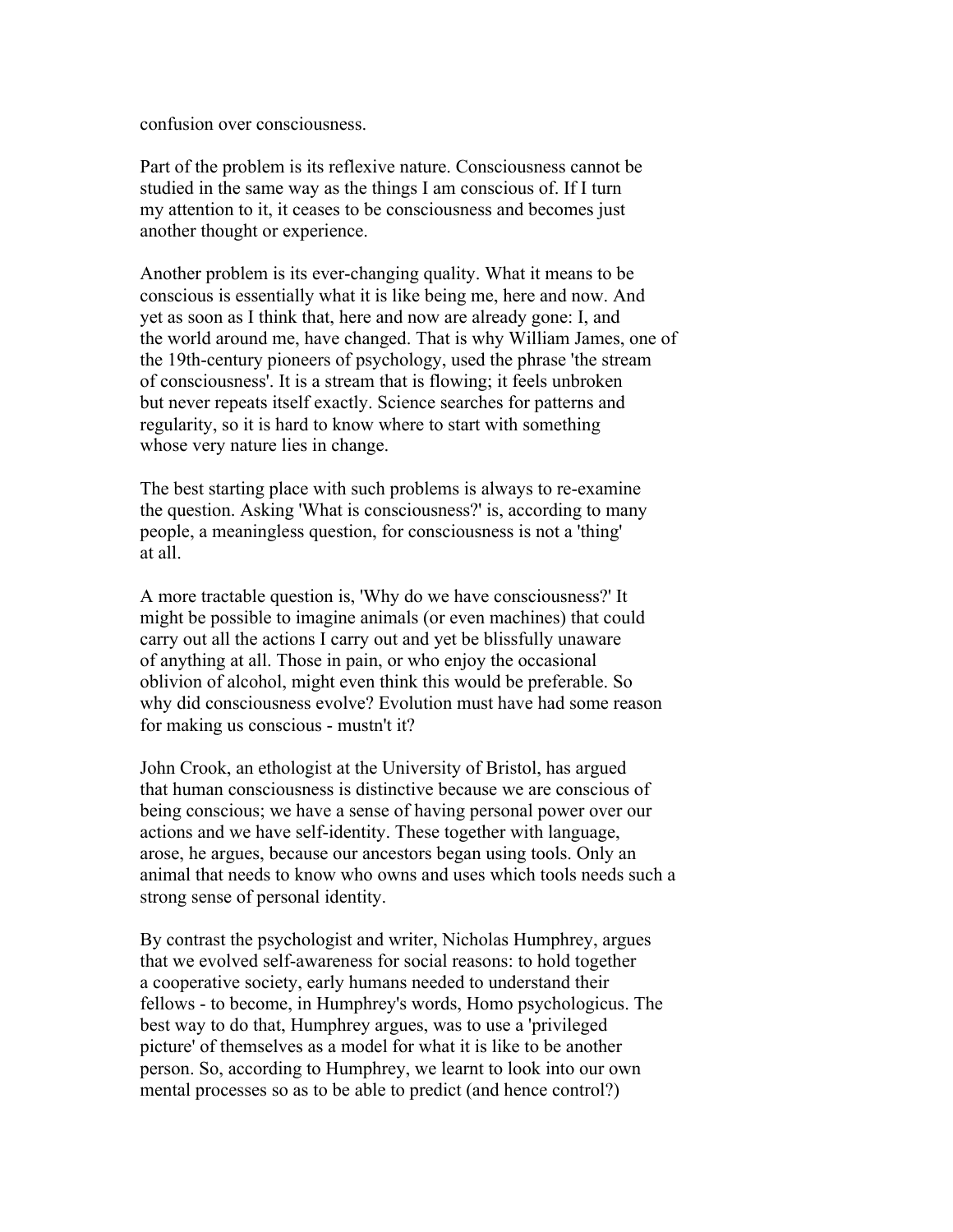confusion over consciousness.

Part of the problem is its reflexive nature. Consciousness cannot be studied in the same way as the things I am conscious of. If I turn my attention to it, it ceases to be consciousness and becomes just another thought or experience.

Another problem is its ever-changing quality. What it means to be conscious is essentially what it is like being me, here and now. And yet as soon as I think that, here and now are already gone: I, and the world around me, have changed. That is why William James, one of the 19th-century pioneers of psychology, used the phrase 'the stream of consciousness'. It is a stream that is flowing; it feels unbroken but never repeats itself exactly. Science searches for patterns and regularity, so it is hard to know where to start with something whose very nature lies in change.

The best starting place with such problems is always to re-examine the question. Asking 'What is consciousness?' is, according to many people, a meaningless question, for consciousness is not a 'thing' at all.

A more tractable question is, 'Why do we have consciousness?' It might be possible to imagine animals (or even machines) that could carry out all the actions I carry out and yet be blissfully unaware of anything at all. Those in pain, or who enjoy the occasional oblivion of alcohol, might even think this would be preferable. So why did consciousness evolve? Evolution must have had some reason for making us conscious - mustn't it?

John Crook, an ethologist at the University of Bristol, has argued that human consciousness is distinctive because we are conscious of being conscious; we have a sense of having personal power over our actions and we have self-identity. These together with language, arose, he argues, because our ancestors began using tools. Only an animal that needs to know who owns and uses which tools needs such a strong sense of personal identity.

By contrast the psychologist and writer, Nicholas Humphrey, argues that we evolved self-awareness for social reasons: to hold together a cooperative society, early humans needed to understand their fellows - to become, in Humphrey's words, Homo psychologicus. The best way to do that, Humphrey argues, was to use a 'privileged picture' of themselves as a model for what it is like to be another person. So, according to Humphrey, we learnt to look into our own mental processes so as to be able to predict (and hence control?)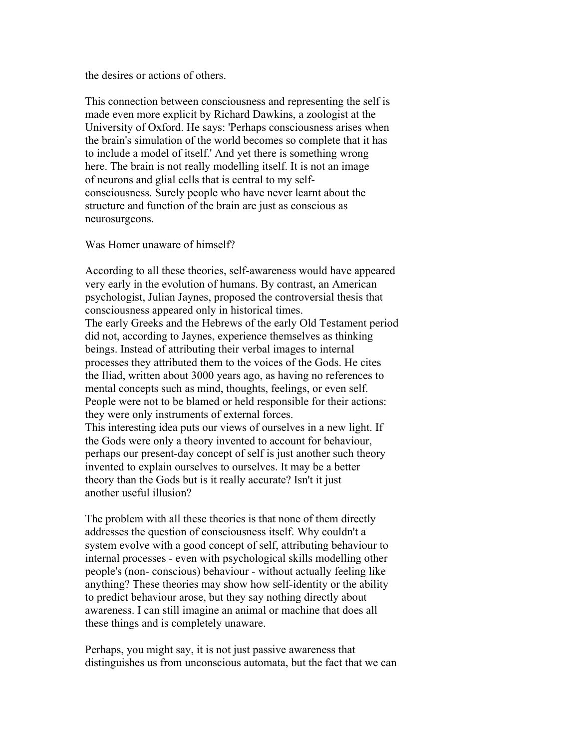the desires or actions of others.

This connection between consciousness and representing the self is made even more explicit by Richard Dawkins, a zoologist at the University of Oxford. He says: 'Perhaps consciousness arises when the brain's simulation of the world becomes so complete that it has to include a model of itself.' And yet there is something wrong here. The brain is not really modelling itself. It is not an image of neurons and glial cells that is central to my self-consciousness. Surely people who have never learnt about the structure and function of the brain are just as conscious as neurosurgeons.

## Was Homer unaware of himself?

According to all these theories, self-awareness would have appeared very early in the evolution of humans. By contrast, an American psychologist, Julian Jaynes, proposed the controversial thesis that consciousness appeared only in historical times.

The early Greeks and the Hebrews of the early Old Testament period did not, according to Jaynes, experience themselves as thinking beings. Instead of attributing their verbal images to internal processes they attributed them to the voices of the Gods. He cites the Iliad, written about 3000 years ago, as having no references to mental concepts such as mind, thoughts, feelings, or even self. People were not to be blamed or held responsible for their actions: they were only instruments of external forces.

This interesting idea puts our views of ourselves in a new light. If the Gods were only a theory invented to account for behaviour, perhaps our present-day concept of self is just another such theory invented to explain ourselves to ourselves. It may be a better theory than the Gods but is it really accurate? Isn't it just another useful illusion?

The problem with all these theories is that none of them directly addresses the question of consciousness itself. Why couldn't a system evolve with a good concept of self, attributing behaviour to internal processes - even with psychological skills modelling other people's (non- conscious) behaviour - without actually feeling like anything? These theories may show how self-identity or the ability to predict behaviour arose, but they say nothing directly about awareness. I can still imagine an animal or machine that does all these things and is completely unaware.

Perhaps, you might say, it is not just passive awareness that distinguishes us from unconscious automata, but the fact that we can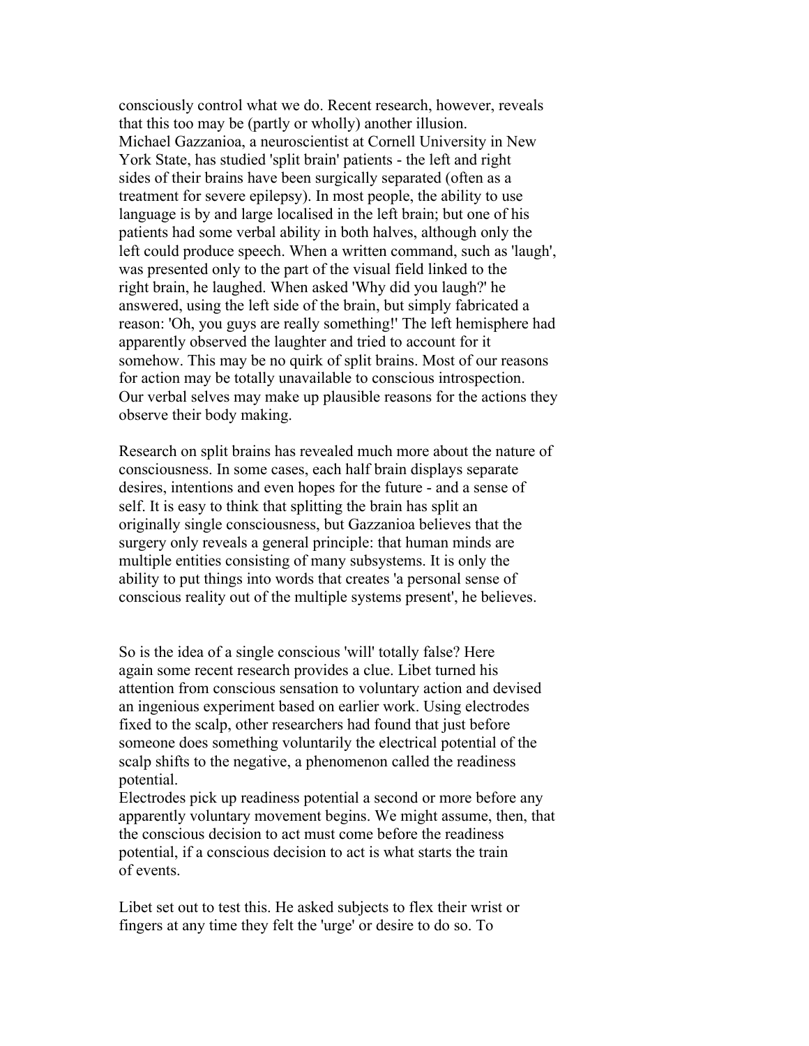consciously control what we do. Recent research, however, reveals that this too may be (partly or wholly) another illusion. Michael Gazzanioa, a neuroscientist at Cornell University in New York State, has studied 'split brain' patients - the left and right sides of their brains have been surgically separated (often as a treatment for severe epilepsy). In most people, the ability to use language is by and large localised in the left brain; but one of his patients had some verbal ability in both halves, although only the left could produce speech. When a written command, such as 'laugh', was presented only to the part of the visual field linked to the right brain, he laughed. When asked 'Why did you laugh?' he answered, using the left side of the brain, but simply fabricated a reason: 'Oh, you guys are really something!' The left hemisphere had apparently observed the laughter and tried to account for it somehow. This may be no quirk of split brains. Most of our reasons for action may be totally unavailable to conscious introspection. Our verbal selves may make up plausible reasons for the actions they observe their body making.

Research on split brains has revealed much more about the nature of consciousness. In some cases, each half brain displays separate desires, intentions and even hopes for the future - and a sense of self. It is easy to think that splitting the brain has split an originally single consciousness, but Gazzanioa believes that the surgery only reveals a general principle: that human minds are multiple entities consisting of many subsystems. It is only the ability to put things into words that creates 'a personal sense of conscious reality out of the multiple systems present', he believes.

So is the idea of a single conscious 'will' totally false? Here again some recent research provides a clue. Libet turned his attention from conscious sensation to voluntary action and devised an ingenious experiment based on earlier work. Using electrodes fixed to the scalp, other researchers had found that just before someone does something voluntarily the electrical potential of the scalp shifts to the negative, a phenomenon called the readiness potential.

Electrodes pick up readiness potential a second or more before any apparently voluntary movement begins. We might assume, then, that the conscious decision to act must come before the readiness potential, if a conscious decision to act is what starts the train of events.

Libet set out to test this. He asked subjects to flex their wrist or fingers at any time they felt the 'urge' or desire to do so. To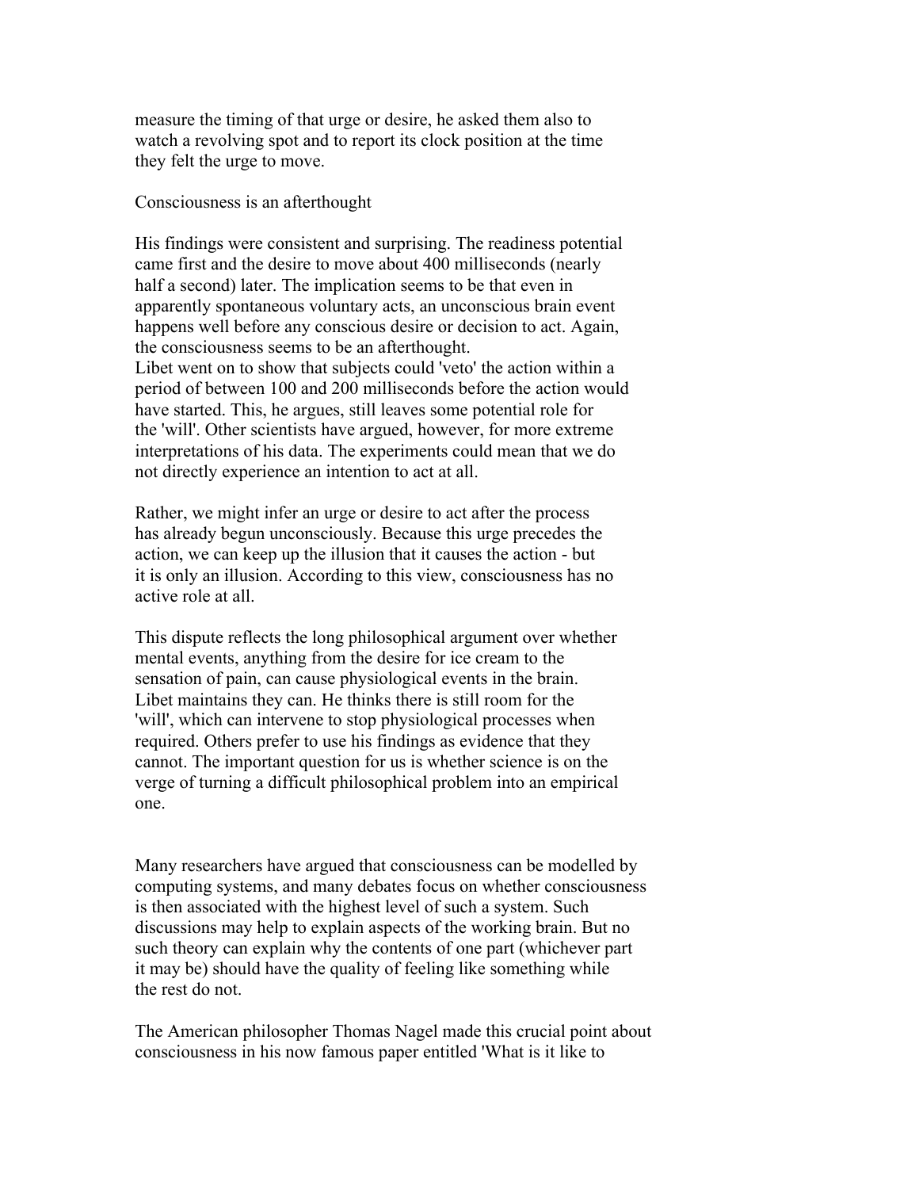measure the timing of that urge or desire, he asked them also to watch a revolving spot and to report its clock position at the time they felt the urge to move.

## Consciousness is an afterthought

His findings were consistent and surprising. The readiness potential came first and the desire to move about 400 milliseconds (nearly half a second) later. The implication seems to be that even in apparently spontaneous voluntary acts, an unconscious brain event happens well before any conscious desire or decision to act. Again, the consciousness seems to be an afterthought.

Libet went on to show that subjects could 'veto' the action within a period of between 100 and 200 milliseconds before the action would have started. This, he argues, still leaves some potential role for the 'will'. Other scientists have argued, however, for more extreme interpretations of his data. The experiments could mean that we do not directly experience an intention to act at all.

Rather, we might infer an urge or desire to act after the process has already begun unconsciously. Because this urge precedes the action, we can keep up the illusion that it causes the action - but it is only an illusion. According to this view, consciousness has no active role at all.

This dispute reflects the long philosophical argument over whether mental events, anything from the desire for ice cream to the sensation of pain, can cause physiological events in the brain. Libet maintains they can. He thinks there is still room for the 'will', which can intervene to stop physiological processes when required. Others prefer to use his findings as evidence that they cannot. The important question for us is whether science is on the verge of turning a difficult philosophical problem into an empirical one.

Many researchers have argued that consciousness can be modelled by computing systems, and many debates focus on whether consciousness is then associated with the highest level of such a system. Such discussions may help to explain aspects of the working brain. But no such theory can explain why the contents of one part (whichever part it may be) should have the quality of feeling like something while the rest do not.

The American philosopher Thomas Nagel made this crucial point about consciousness in his now famous paper entitled 'What is it like to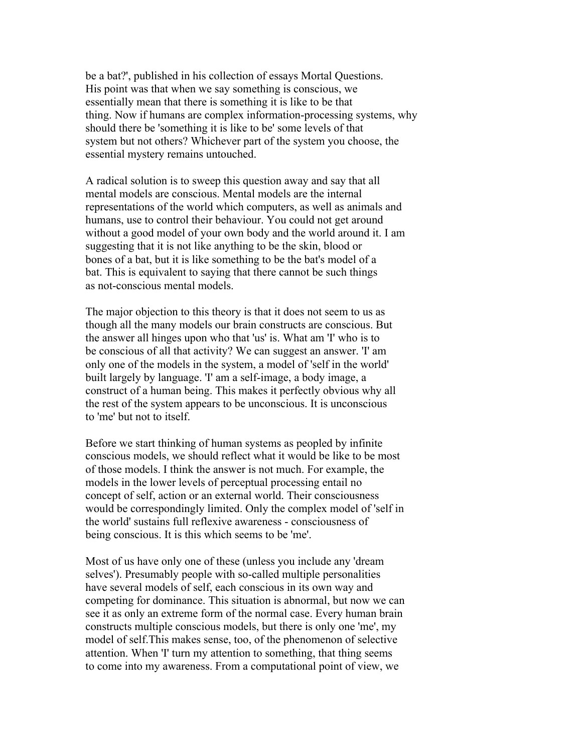be a bat?', published in his collection of essays Mortal Questions. His point was that when we say something is conscious, we essentially mean that there is something it is like to be that thing. Now if humans are complex information-processing systems, why should there be 'something it is like to be' some levels of that system but not others? Whichever part of the system you choose, the essential mystery remains untouched.

A radical solution is to sweep this question away and say that all mental models are conscious. Mental models are the internal representations of the world which computers, as well as animals and humans, use to control their behaviour. You could not get around without a good model of your own body and the world around it. I am suggesting that it is not like anything to be the skin, blood or bones of a bat, but it is like something to be the bat's model of a bat. This is equivalent to saying that there cannot be such things as not-conscious mental models.

The major objection to this theory is that it does not seem to us as though all the many models our brain constructs are conscious. But the answer all hinges upon who that 'us' is. What am 'I' who is to be conscious of all that activity? We can suggest an answer. 'I' am only one of the models in the system, a model of 'self in the world' built largely by language. 'I' am a self-image, a body image, a construct of a human being. This makes it perfectly obvious why all the rest of the system appears to be unconscious. It is unconscious to 'me' but not to itself.

Before we start thinking of human systems as peopled by infinite conscious models, we should reflect what it would be like to be most of those models. I think the answer is not much. For example, the models in the lower levels of perceptual processing entail no concept of self, action or an external world. Their consciousness would be correspondingly limited. Only the complex model of 'self in the world' sustains full reflexive awareness - consciousness of being conscious. It is this which seems to be 'me'.

Most of us have only one of these (unless you include any 'dream selves'). Presumably people with so-called multiple personalities have several models of self, each conscious in its own way and competing for dominance. This situation is abnormal, but now we can see it as only an extreme form of the normal case. Every human brain constructs multiple conscious models, but there is only one 'me', my model of self.This makes sense, too, of the phenomenon of selective attention. When 'I' turn my attention to something, that thing seems to come into my awareness. From a computational point of view, we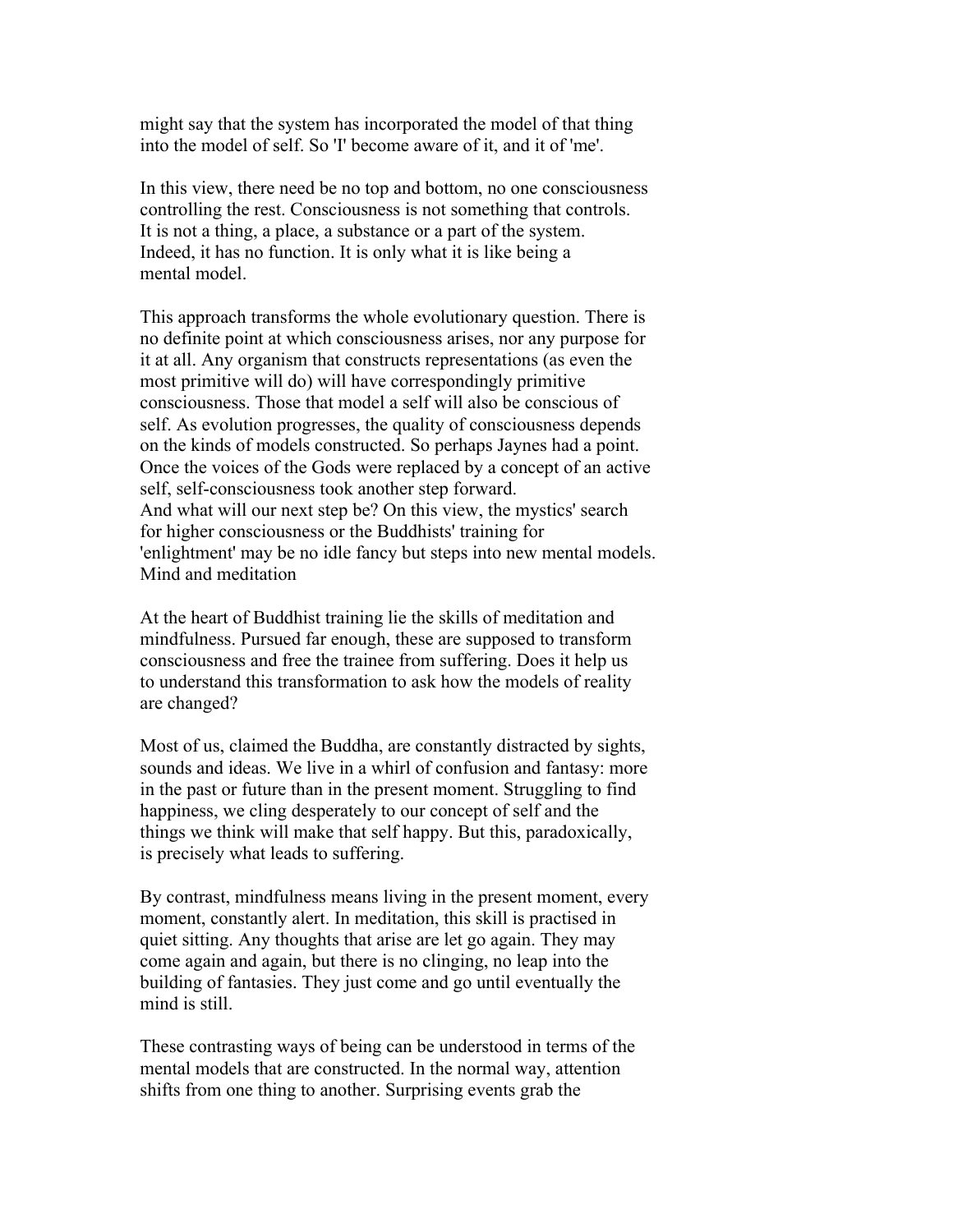might say that the system has incorporated the model of that thing into the model of self. So 'I' become aware of it, and it of 'me'.

In this view, there need be no top and bottom, no one consciousness controlling the rest. Consciousness is not something that controls. It is not a thing, a place, a substance or a part of the system. Indeed, it has no function. It is only what it is like being a mental model.

This approach transforms the whole evolutionary question. There is no definite point at which consciousness arises, nor any purpose for it at all. Any organism that constructs representations (as even the most primitive will do) will have correspondingly primitive consciousness. Those that model a self will also be conscious of self. As evolution progresses, the quality of consciousness depends on the kinds of models constructed. So perhaps Jaynes had a point. Once the voices of the Gods were replaced by a concept of an active self, self-consciousness took another step forward.
And what will our next step be? On this view, the mystics' search for higher consciousness or the Buddhists' training for 'enlightment' may be no idle fancy but steps into new mental models.

## Mind and meditation

At the heart of Buddhist training lie the skills of meditation and mindfulness. Pursued far enough, these are supposed to transform consciousness and free the trainee from suffering. Does it help us to understand this transformation to ask how the models of reality are changed?

Most of us, claimed the Buddha, are constantly distracted by sights, sounds and ideas. We live in a whirl of confusion and fantasy: more in the past or future than in the present moment. Struggling to find happiness, we cling desperately to our concept of self and the things we think will make that self happy. But this, paradoxically, is precisely what leads to suffering.

By contrast, mindfulness means living in the present moment, every moment, constantly alert. In meditation, this skill is practised in quiet sitting. Any thoughts that arise are let go again. They may come again and again, but there is no clinging, no leap into the building of fantasies. They just come and go until eventually the mind is still.

These contrasting ways of being can be understood in terms of the mental models that are constructed. In the normal way, attention shifts from one thing to another. Surprising events grab the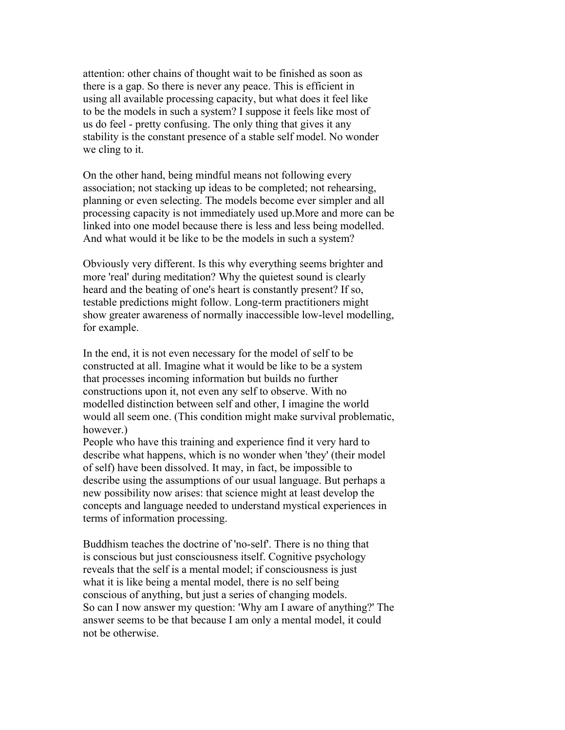attention: other chains of thought wait to be finished as soon as there is a gap. So there is never any peace. This is efficient in using all available processing capacity, but what does it feel like to be the models in such a system? I suppose it feels like most of us do feel - pretty confusing. The only thing that gives it any stability is the constant presence of a stable self model. No wonder we cling to it.

On the other hand, being mindful means not following every association; not stacking up ideas to be completed; not rehearsing, planning or even selecting. The models become ever simpler and all processing capacity is not immediately used up.More and more can be linked into one model because there is less and less being modelled. And what would it be like to be the models in such a system?

Obviously very different. Is this why everything seems brighter and more 'real' during meditation? Why the quietest sound is clearly heard and the beating of one's heart is constantly present? If so, testable predictions might follow. Long-term practitioners might show greater awareness of normally inaccessible low-level modelling, for example.

In the end, it is not even necessary for the model of self to be constructed at all. Imagine what it would be like to be a system that processes incoming information but builds no further constructions upon it, not even any self to observe. With no modelled distinction between self and other, I imagine the world would all seem one. (This condition might make survival problematic, however.)

People who have this training and experience find it very hard to describe what happens, which is no wonder when 'they' (their model of self) have been dissolved. It may, in fact, be impossible to describe using the assumptions of our usual language. But perhaps a new possibility now arises: that science might at least develop the concepts and language needed to understand mystical experiences in terms of information processing.

Buddhism teaches the doctrine of 'no-self'. There is no thing that is conscious but just consciousness itself. Cognitive psychology reveals that the self is a mental model; if consciousness is just what it is like being a mental model, there is no self being conscious of anything, but just a series of changing models.

So can I now answer my question: 'Why am I aware of anything?' The answer seems to be that because I am only a mental model, it could not be otherwise.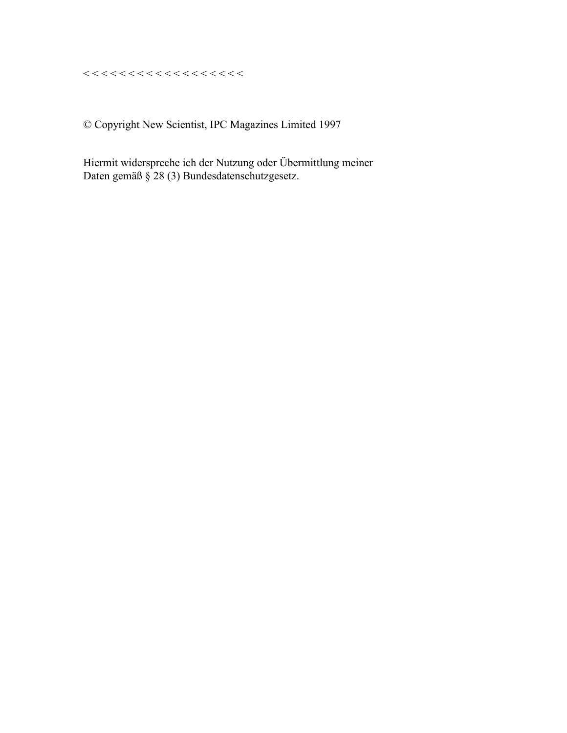< < < < < < < < < < < < < < < < < < < <

© Copyright New Scientist, IPC Magazines Limited 1997

Hiermit widerspreche ich der Nutzung oder Übermittlung meiner Daten gemäß § 28 (3) Bundesdatenschutzgesetz.